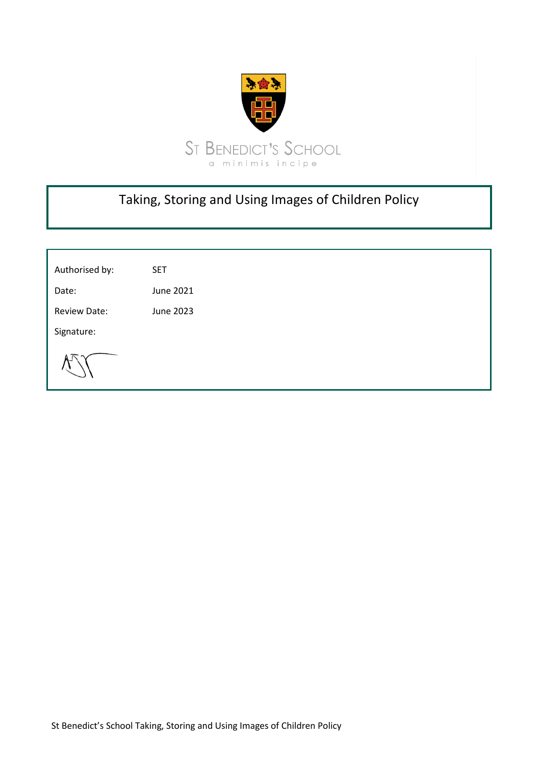ST BENEDICT'S SCHOOL

a minimis incipe

# Taking, Storing and Using Images of Children Policy

| | |
|---|---|
| Authorised by: | SET |
| Date: | June 2021 |
| Review Date: | June 2023 |
| Signature: | |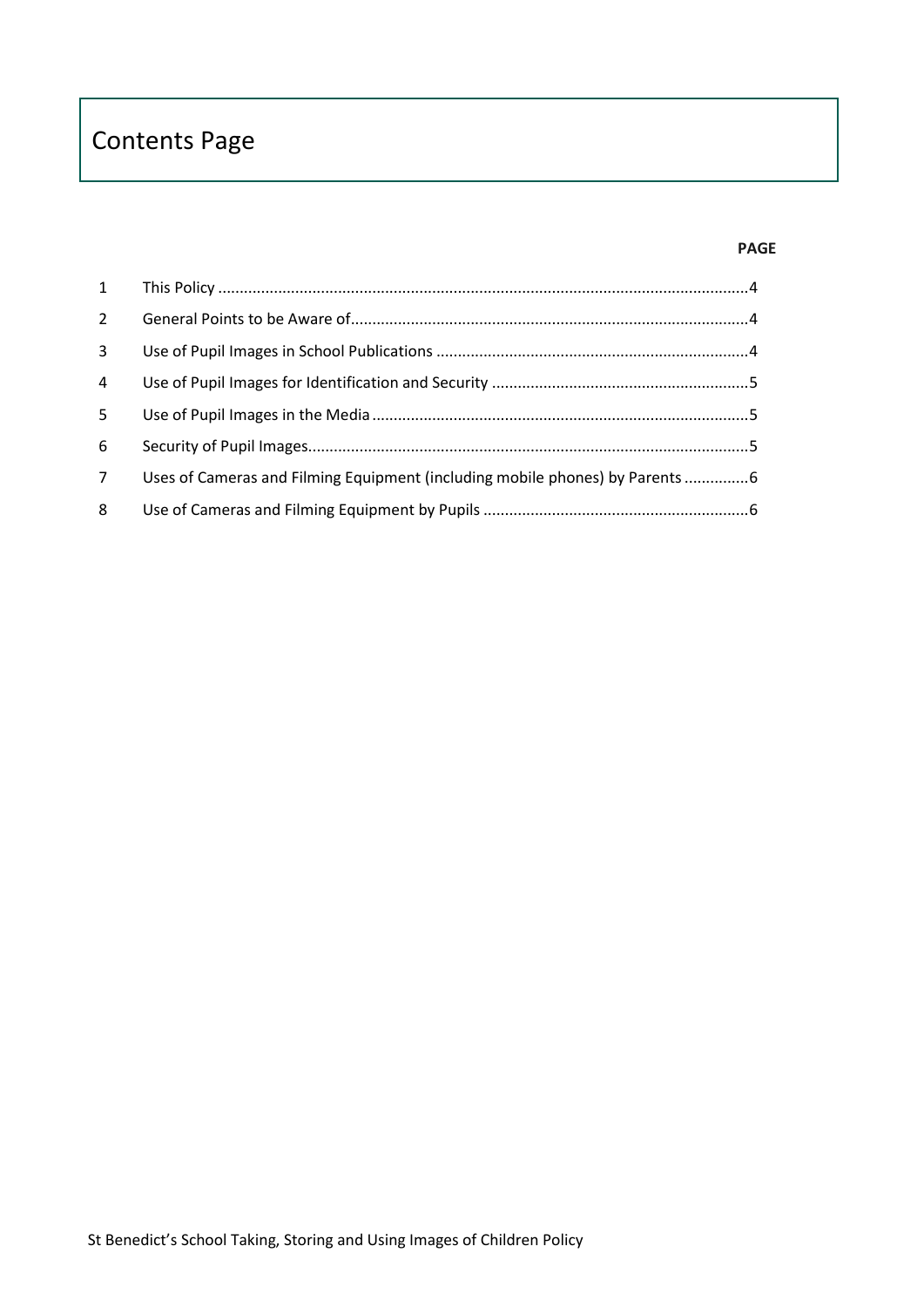# Contents Page

| | | PAGE |
|---|---|---|
| 1 | This Policy | 4 |
| 2 | General Points to be Aware of | 4 |
| 3 | Use of Pupil Images in School Publications | 4 |
| 4 | Use of Pupil Images for Identification and Security | 5 |
| 5 | Use of Pupil Images in the Media | 5 |
| 6 | Security of Pupil Images | 5 |
| 7 | Uses of Cameras and Filming Equipment (including mobile phones) by Parents | 6 |
| 8 | Use of Cameras and Filming Equipment by Pupils | 6 |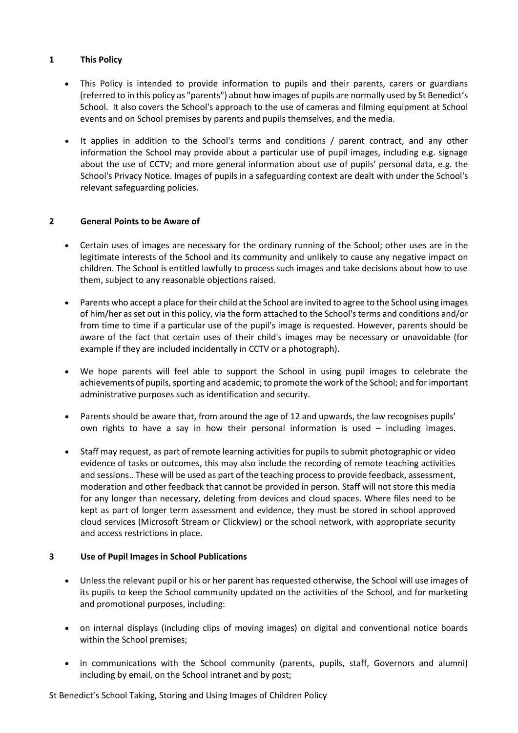## 1 This Policy

- This Policy is intended to provide information to pupils and their parents, carers or guardians (referred to in this policy as "parents") about how images of pupils are normally used by St Benedict's School. It also covers the School's approach to the use of cameras and filming equipment at School events and on School premises by parents and pupils themselves, and the media.
- It applies in addition to the School's terms and conditions / parent contract, and any other information the School may provide about a particular use of pupil images, including e.g. signage about the use of CCTV; and more general information about use of pupils' personal data, e.g. the School's Privacy Notice. Images of pupils in a safeguarding context are dealt with under the School's relevant safeguarding policies.

## 2 General Points to be Aware of

- Certain uses of images are necessary for the ordinary running of the School; other uses are in the legitimate interests of the School and its community and unlikely to cause any negative impact on children. The School is entitled lawfully to process such images and take decisions about how to use them, subject to any reasonable objections raised.
- Parents who accept a place for their child at the School are invited to agree to the School using images of him/her as set out in this policy, via the form attached to the School's terms and conditions and/or from time to time if a particular use of the pupil's image is requested. However, parents should be aware of the fact that certain uses of their child's images may be necessary or unavoidable (for example if they are included incidentally in CCTV or a photograph).
- We hope parents will feel able to support the School in using pupil images to celebrate the achievements of pupils, sporting and academic; to promote the work of the School; and for important administrative purposes such as identification and security.
- Parents should be aware that, from around the age of 12 and upwards, the law recognises pupils' own rights to have a say in how their personal information is used – including images.
- Staff may request, as part of remote learning activities for pupils to submit photographic or video evidence of tasks or outcomes, this may also include the recording of remote teaching activities and sessions.. These will be used as part of the teaching process to provide feedback, assessment, moderation and other feedback that cannot be provided in person. Staff will not store this media for any longer than necessary, deleting from devices and cloud spaces. Where files need to be kept as part of longer term assessment and evidence, they must be stored in school approved cloud services (Microsoft Stream or Clickview) or the school network, with appropriate security and access restrictions in place.

## 3 Use of Pupil Images in School Publications

- Unless the relevant pupil or his or her parent has requested otherwise, the School will use images of its pupils to keep the School community updated on the activities of the School, and for marketing and promotional purposes, including:
- on internal displays (including clips of moving images) on digital and conventional notice boards within the School premises;
- in communications with the School community (parents, pupils, staff, Governors and alumni) including by email, on the School intranet and by post;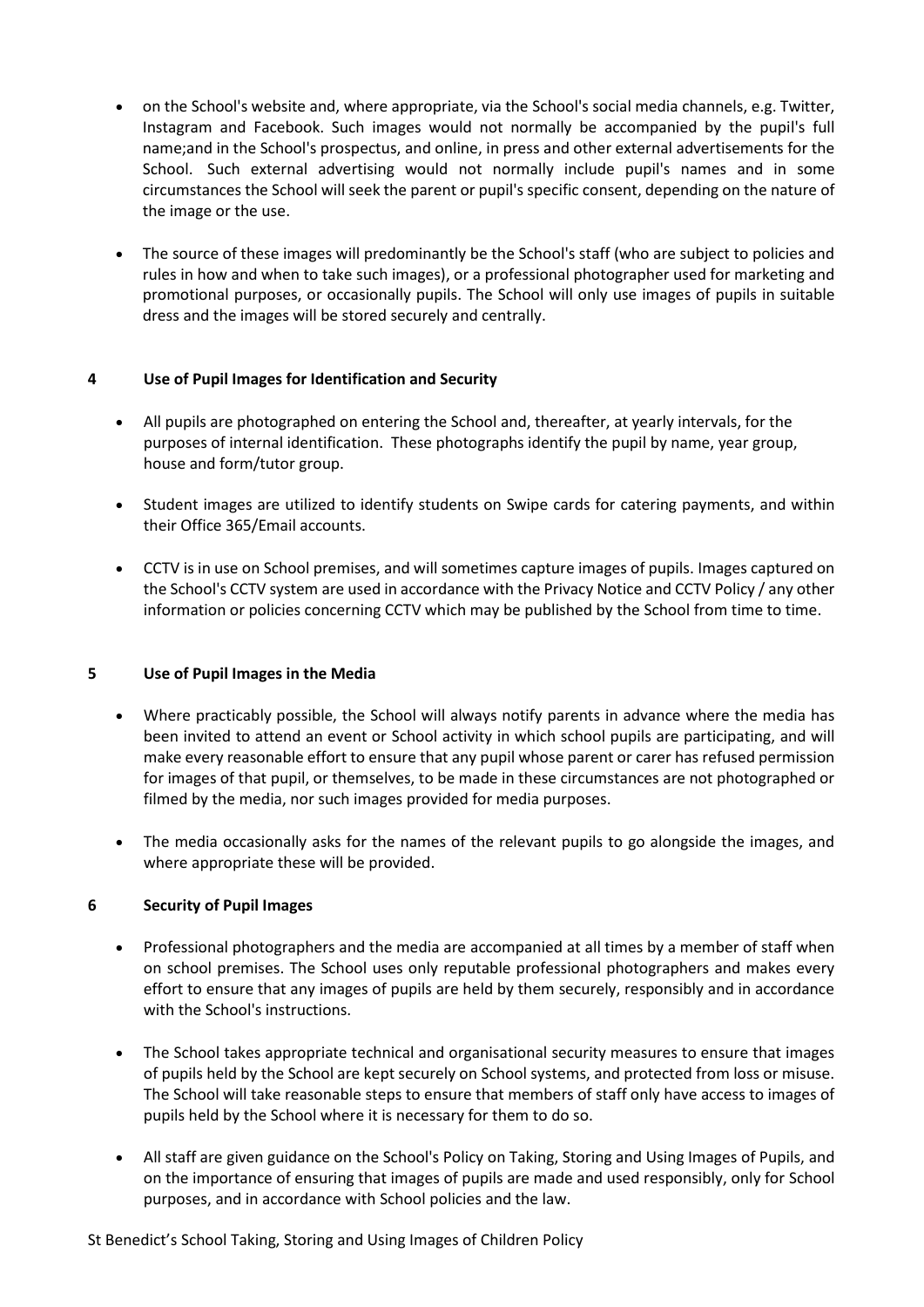- on the School's website and, where appropriate, via the School's social media channels, e.g. Twitter, Instagram and Facebook. Such images would not normally be accompanied by the pupil's full name;and in the School's prospectus, and online, in press and other external advertisements for the School. Such external advertising would not normally include pupil's names and in some circumstances the School will seek the parent or pupil's specific consent, depending on the nature of the image or the use.

- The source of these images will predominantly be the School's staff (who are subject to policies and rules in how and when to take such images), or a professional photographer used for marketing and promotional purposes, or occasionally pupils. The School will only use images of pupils in suitable dress and the images will be stored securely and centrally.

## 4 Use of Pupil Images for Identification and Security

- All pupils are photographed on entering the School and, thereafter, at yearly intervals, for the purposes of internal identification. These photographs identify the pupil by name, year group, house and form/tutor group.

- Student images are utilized to identify students on Swipe cards for catering payments, and within their Office 365/Email accounts.

- CCTV is in use on School premises, and will sometimes capture images of pupils. Images captured on the School's CCTV system are used in accordance with the Privacy Notice and CCTV Policy / any other information or policies concerning CCTV which may be published by the School from time to time.

## 5 Use of Pupil Images in the Media

- Where practicably possible, the School will always notify parents in advance where the media has been invited to attend an event or School activity in which school pupils are participating, and will make every reasonable effort to ensure that any pupil whose parent or carer has refused permission for images of that pupil, or themselves, to be made in these circumstances are not photographed or filmed by the media, nor such images provided for media purposes.

- The media occasionally asks for the names of the relevant pupils to go alongside the images, and where appropriate these will be provided.

## 6 Security of Pupil Images

- Professional photographers and the media are accompanied at all times by a member of staff when on school premises. The School uses only reputable professional photographers and makes every effort to ensure that any images of pupils are held by them securely, responsibly and in accordance with the School's instructions.

- The School takes appropriate technical and organisational security measures to ensure that images of pupils held by the School are kept securely on School systems, and protected from loss or misuse. The School will take reasonable steps to ensure that members of staff only have access to images of pupils held by the School where it is necessary for them to do so.

- All staff are given guidance on the School's Policy on Taking, Storing and Using Images of Pupils, and on the importance of ensuring that images of pupils are made and used responsibly, only for School purposes, and in accordance with School policies and the law.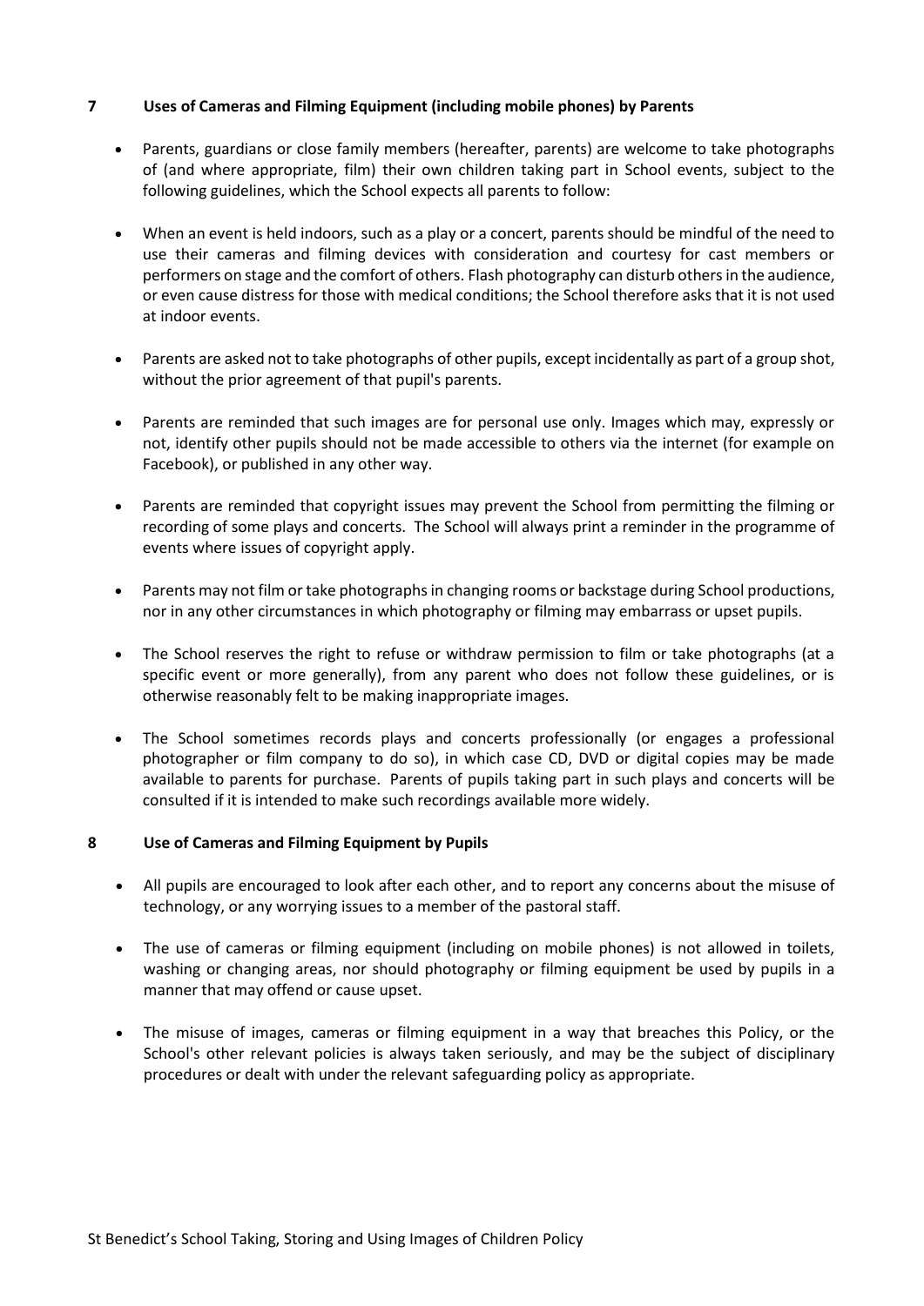## 7 Uses of Cameras and Filming Equipment (including mobile phones) by Parents

- Parents, guardians or close family members (hereafter, parents) are welcome to take photographs of (and where appropriate, film) their own children taking part in School events, subject to the following guidelines, which the School expects all parents to follow:
- When an event is held indoors, such as a play or a concert, parents should be mindful of the need to use their cameras and filming devices with consideration and courtesy for cast members or performers on stage and the comfort of others. Flash photography can disturb others in the audience, or even cause distress for those with medical conditions; the School therefore asks that it is not used at indoor events.
- Parents are asked not to take photographs of other pupils, except incidentally as part of a group shot, without the prior agreement of that pupil's parents.
- Parents are reminded that such images are for personal use only. Images which may, expressly or not, identify other pupils should not be made accessible to others via the internet (for example on Facebook), or published in any other way.
- Parents are reminded that copyright issues may prevent the School from permitting the filming or recording of some plays and concerts. The School will always print a reminder in the programme of events where issues of copyright apply.
- Parents may not film or take photographs in changing rooms or backstage during School productions, nor in any other circumstances in which photography or filming may embarrass or upset pupils.
- The School reserves the right to refuse or withdraw permission to film or take photographs (at a specific event or more generally), from any parent who does not follow these guidelines, or is otherwise reasonably felt to be making inappropriate images.
- The School sometimes records plays and concerts professionally (or engages a professional photographer or film company to do so), in which case CD, DVD or digital copies may be made available to parents for purchase. Parents of pupils taking part in such plays and concerts will be consulted if it is intended to make such recordings available more widely.

## 8 Use of Cameras and Filming Equipment by Pupils

- All pupils are encouraged to look after each other, and to report any concerns about the misuse of technology, or any worrying issues to a member of the pastoral staff.
- The use of cameras or filming equipment (including on mobile phones) is not allowed in toilets, washing or changing areas, nor should photography or filming equipment be used by pupils in a manner that may offend or cause upset.
- The misuse of images, cameras or filming equipment in a way that breaches this Policy, or the School's other relevant policies is always taken seriously, and may be the subject of disciplinary procedures or dealt with under the relevant safeguarding policy as appropriate.